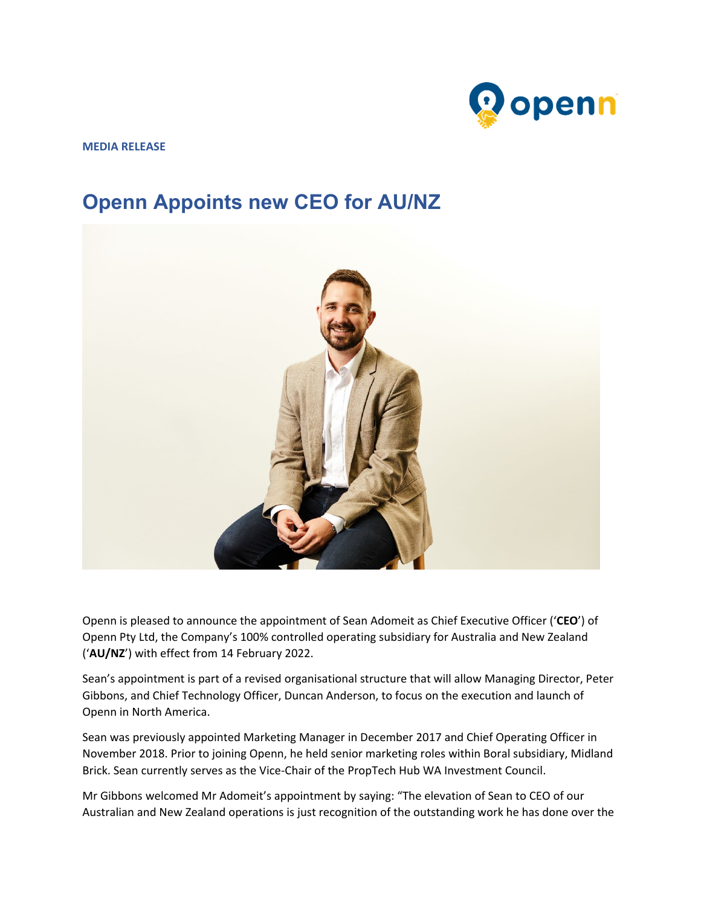**MEDIA RELEASE**

# Openn Appoints new CEO for AU/NZ

Openn is pleased to announce the appointment of Sean Adomeit as Chief Executive Officer ('**CEO**') of Openn Pty Ltd, the Company's 100% controlled operating subsidiary for Australia and New Zealand ('**AU/NZ**') with effect from 14 February 2022.

Sean's appointment is part of a revised organisational structure that will allow Managing Director, Peter Gibbons, and Chief Technology Officer, Duncan Anderson, to focus on the execution and launch of Openn in North America.

Sean was previously appointed Marketing Manager in December 2017 and Chief Operating Officer in November 2018. Prior to joining Openn, he held senior marketing roles within Boral subsidiary, Midland Brick. Sean currently serves as the Vice-Chair of the PropTech Hub WA Investment Council.

Mr Gibbons welcomed Mr Adomeit's appointment by saying: "The elevation of Sean to CEO of our Australian and New Zealand operations is just recognition of the outstanding work he has done over the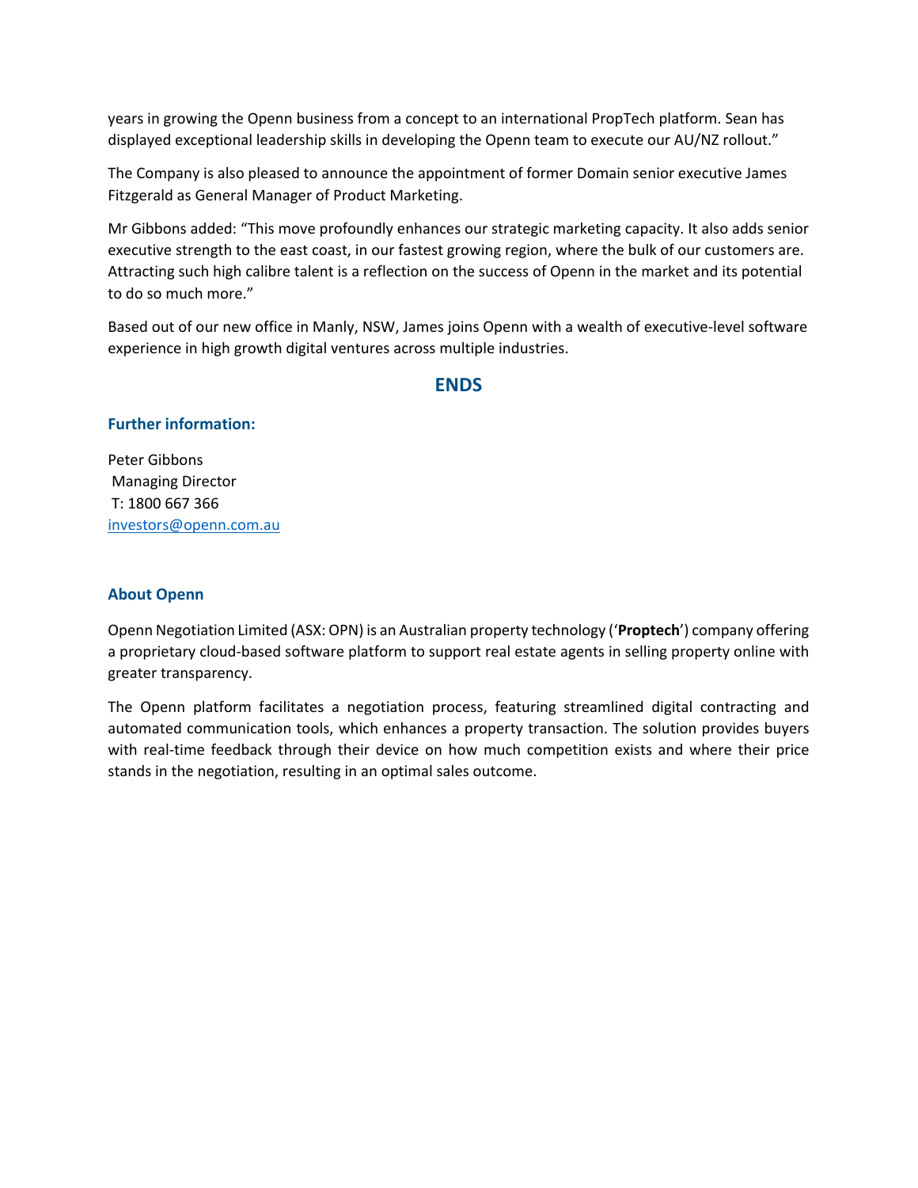years in growing the Openn business from a concept to an international PropTech platform. Sean has displayed exceptional leadership skills in developing the Openn team to execute our AU/NZ rollout."

The Company is also pleased to announce the appointment of former Domain senior executive James Fitzgerald as General Manager of Product Marketing.

Mr Gibbons added: "This move profoundly enhances our strategic marketing capacity. It also adds senior executive strength to the east coast, in our fastest growing region, where the bulk of our customers are. Attracting such high calibre talent is a reflection on the success of Openn in the market and its potential to do so much more."

Based out of our new office in Manly, NSW, James joins Openn with a wealth of executive-level software experience in high growth digital ventures across multiple industries.

**ENDS**

### Further information:

Peter Gibbons
Managing Director
T: 1800 667 366
investors@openn.com.au

### About Openn

Openn Negotiation Limited (ASX: OPN) is an Australian property technology ('**Proptech**') company offering a proprietary cloud-based software platform to support real estate agents in selling property online with greater transparency.

The Openn platform facilitates a negotiation process, featuring streamlined digital contracting and automated communication tools, which enhances a property transaction. The solution provides buyers with real-time feedback through their device on how much competition exists and where their price stands in the negotiation, resulting in an optimal sales outcome.